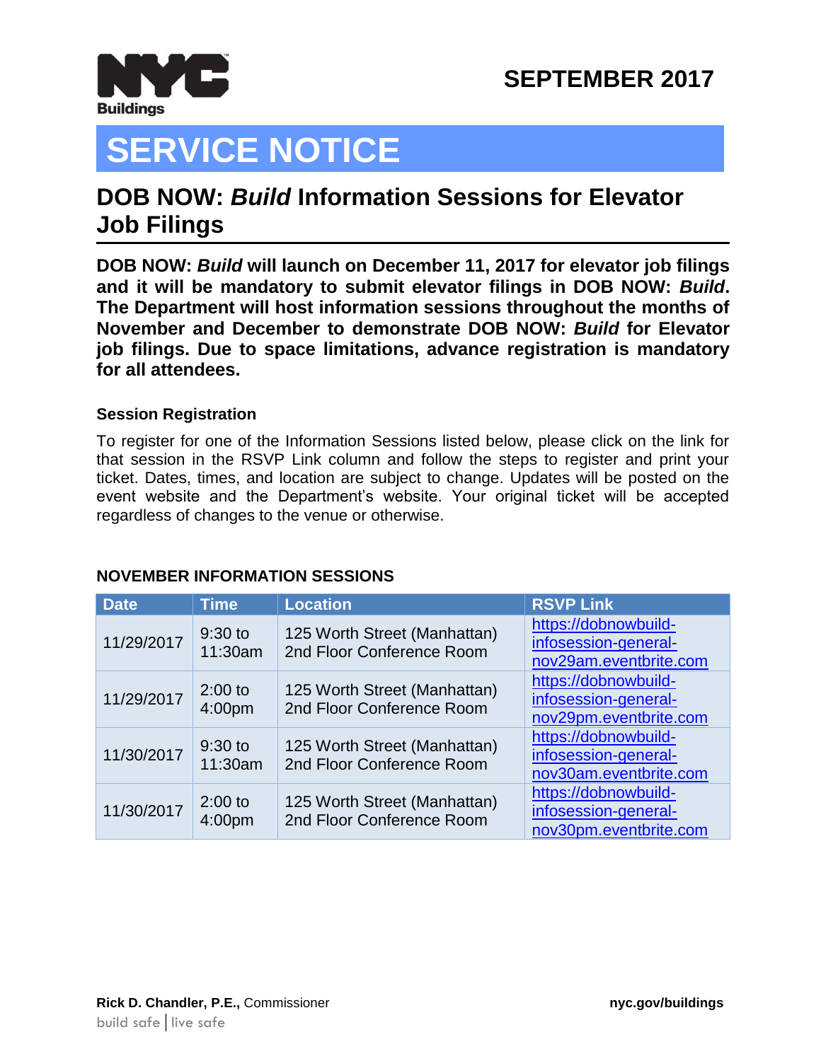**SEPTEMBER 2017**

# SERVICE NOTICE

## DOB NOW: *Build* Information Sessions for Elevator Job Filings

**DOB NOW: *Build* will launch on December 11, 2017 for elevator job filings and it will be mandatory to submit elevator filings in DOB NOW: *Build*. The Department will host information sessions throughout the months of November and December to demonstrate DOB NOW: *Build* for Elevator job filings. Due to space limitations, advance registration is mandatory for all attendees.**

### Session Registration

To register for one of the Information Sessions listed below, please click on the link for that session in the RSVP Link column and follow the steps to register and print your ticket. Dates, times, and location are subject to change. Updates will be posted on the event website and the Department's website. Your original ticket will be accepted regardless of changes to the venue or otherwise.

### NOVEMBER INFORMATION SESSIONS

| Date | Time | Location | RSVP Link |
|---|---|---|---|
| 11/29/2017 | 9:30 to 11:30am | 125 Worth Street (Manhattan) 2nd Floor Conference Room | https://dobnowbuild-infosession-general-nov29am.eventbrite.com |
| 11/29/2017 | 2:00 to 4:00pm | 125 Worth Street (Manhattan) 2nd Floor Conference Room | https://dobnowbuild-infosession-general-nov29pm.eventbrite.com |
| 11/30/2017 | 9:30 to 11:30am | 125 Worth Street (Manhattan) 2nd Floor Conference Room | https://dobnowbuild-infosession-general-nov30am.eventbrite.com |
| 11/30/2017 | 2:00 to 4:00pm | 125 Worth Street (Manhattan) 2nd Floor Conference Room | https://dobnowbuild-infosession-general-nov30pm.eventbrite.com |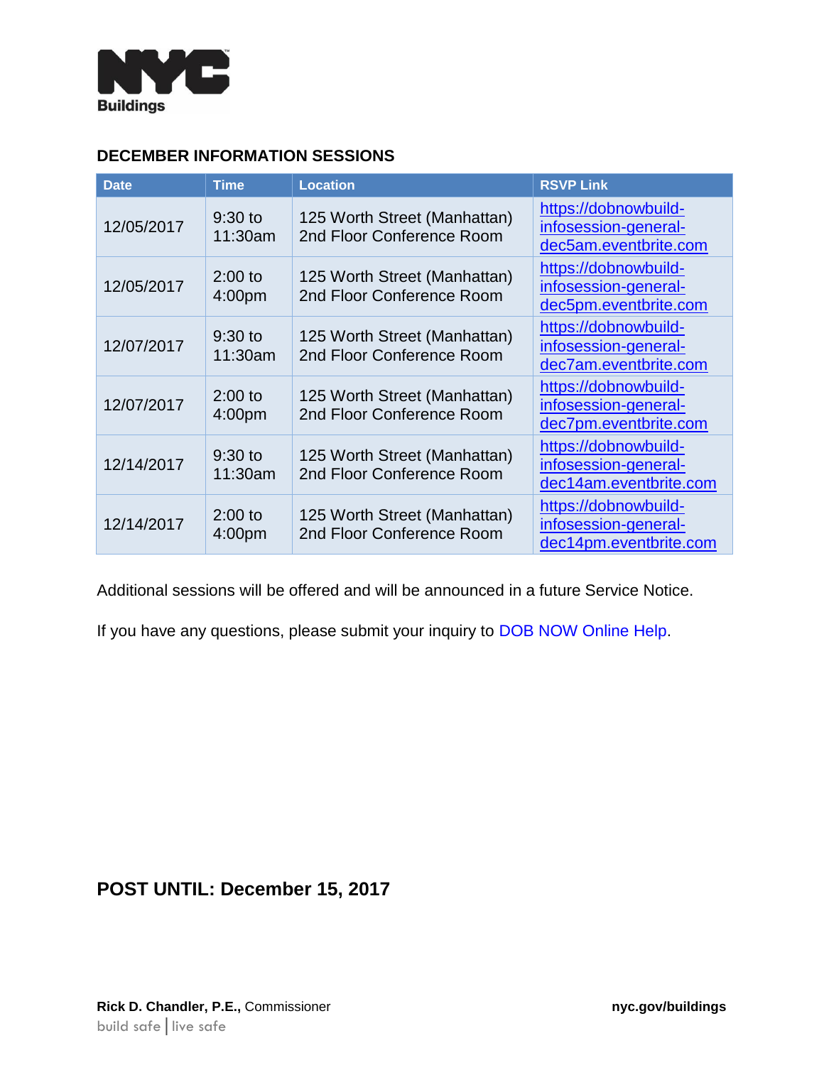## DECEMBER INFORMATION SESSIONS

| Date | Time | Location | RSVP Link |
|---|---|---|---|
| 12/05/2017 | 9:30 to 11:30am | 125 Worth Street (Manhattan) 2nd Floor Conference Room | https://dobnowbuild-infosession-general-dec5am.eventbrite.com |
| 12/05/2017 | 2:00 to 4:00pm | 125 Worth Street (Manhattan) 2nd Floor Conference Room | https://dobnowbuild-infosession-general-dec5pm.eventbrite.com |
| 12/07/2017 | 9:30 to 11:30am | 125 Worth Street (Manhattan) 2nd Floor Conference Room | https://dobnowbuild-infosession-general-dec7am.eventbrite.com |
| 12/07/2017 | 2:00 to 4:00pm | 125 Worth Street (Manhattan) 2nd Floor Conference Room | https://dobnowbuild-infosession-general-dec7pm.eventbrite.com |
| 12/14/2017 | 9:30 to 11:30am | 125 Worth Street (Manhattan) 2nd Floor Conference Room | https://dobnowbuild-infosession-general-dec14am.eventbrite.com |
| 12/14/2017 | 2:00 to 4:00pm | 125 Worth Street (Manhattan) 2nd Floor Conference Room | https://dobnowbuild-infosession-general-dec14pm.eventbrite.com |

Additional sessions will be offered and will be announced in a future Service Notice.

If you have any questions, please submit your inquiry to DOB NOW Online Help.

## POST UNTIL: December 15, 2017

**Rick D. Chandler, P.E.,** Commissioner

build safe | live safe

**nyc.gov/buildings**